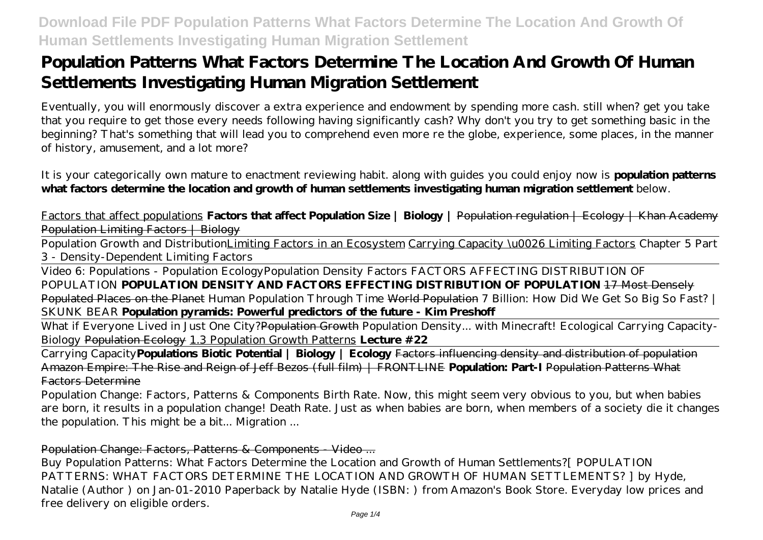# Population Patterns What Factors Determine The Location And Growth Of Human Settlements Investigating Human Migration Settlement

Eventually, you will enormously discover a extra experience and endowment by spending more cash. still when? get you take that you require to get those every needs following having significantly cash? Why don't you try to get something basic in the beginning? That's something that will lead you to comprehend even more re the globe, experience, some places, in the manner of history, amusement, and a lot more?

It is your categorically own mature to enactment reviewing habit. along with guides you could enjoy now is **population patterns what factors determine the location and growth of human settlements investigating human migration settlement** below.

Factors that affect populations **Factors that affect Population Size | Biology |** ~~Population regulation | Ecology | Khan Academy~~ ~~Population Limiting Factors | Biology~~

Population Growth and Distribution Limiting Factors in an Ecosystem Carrying Capacity \u0026 Limiting Factors *Chapter 5 Part 3 - Density-Dependent Limiting Factors*

Video 6: Populations - Population Ecology *Population Density Factors FACTORS AFFECTING DISTRIBUTION OF POPULATION* **POPULATION DENSITY AND FACTORS EFFECTING DISTRIBUTION OF POPULATION** ~~17 Most Densely Populated Places on the Planet~~ *Human Population Through Time* ~~World Population~~ *7 Billion: How Did We Get So Big So Fast? | SKUNK BEAR* **Population pyramids: Powerful predictors of the future - Kim Preshoff**

What if Everyone Lived in Just One City? ~~Population Growth~~ *Population Density... with Minecraft! Ecological Carrying Capacity-Biology* ~~Population Ecology~~ 1.3 Population Growth Patterns **Lecture #22**

Carrying Capacity **Populations Biotic Potential | Biology | Ecology** ~~Factors influencing density and distribution of population~~ ~~Amazon Empire: The Rise and Reign of Jeff Bezos (full film) | FRONTLINE~~ **Population: Part-I** ~~Population Patterns What Factors Determine~~

Population Change: Factors, Patterns & Components Birth Rate. Now, this might seem very obvious to you, but when babies are born, it results in a population change! Death Rate. Just as when babies are born, when members of a society die it changes the population. This might be a bit... Migration ...

Population Change: Factors, Patterns & Components - Video ...

Buy Population Patterns: What Factors Determine the Location and Growth of Human Settlements?[ POPULATION PATTERNS: WHAT FACTORS DETERMINE THE LOCATION AND GROWTH OF HUMAN SETTLEMENTS? ] by Hyde, Natalie (Author ) on Jan-01-2010 Paperback by Natalie Hyde (ISBN: ) from Amazon's Book Store. Everyday low prices and free delivery on eligible orders.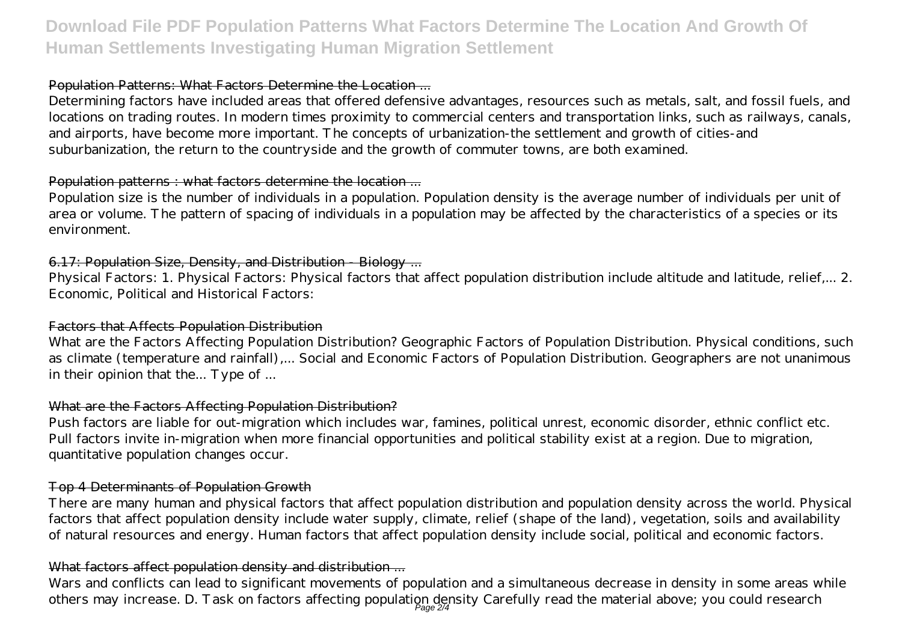## Population Patterns: What Factors Determine the Location ...

Determining factors have included areas that offered defensive advantages, resources such as metals, salt, and fossil fuels, and locations on trading routes. In modern times proximity to commercial centers and transportation links, such as railways, canals, and airports, have become more important. The concepts of urbanization-the settlement and growth of cities-and suburbanization, the return to the countryside and the growth of commuter towns, are both examined.

## Population patterns : what factors determine the location ...

Population size is the number of individuals in a population. Population density is the average number of individuals per unit of area or volume. The pattern of spacing of individuals in a population may be affected by the characteristics of a species or its environment.

## 6.17: Population Size, Density, and Distribution - Biology ...

Physical Factors: 1. Physical Factors: Physical factors that affect population distribution include altitude and latitude, relief,... 2. Economic, Political and Historical Factors:

## Factors that Affects Population Distribution

What are the Factors Affecting Population Distribution? Geographic Factors of Population Distribution. Physical conditions, such as climate (temperature and rainfall),... Social and Economic Factors of Population Distribution. Geographers are not unanimous in their opinion that the... Type of ...

## What are the Factors Affecting Population Distribution?

Push factors are liable for out-migration which includes war, famines, political unrest, economic disorder, ethnic conflict etc. Pull factors invite in-migration when more financial opportunities and political stability exist at a region. Due to migration, quantitative population changes occur.

## Top 4 Determinants of Population Growth

There are many human and physical factors that affect population distribution and population density across the world. Physical factors that affect population density include water supply, climate, relief (shape of the land), vegetation, soils and availability of natural resources and energy. Human factors that affect population density include social, political and economic factors.

## What factors affect population density and distribution ...

Wars and conflicts can lead to significant movements of population and a simultaneous decrease in density in some areas while others may increase. D. Task on factors affecting population density Carefully read the material above; you could research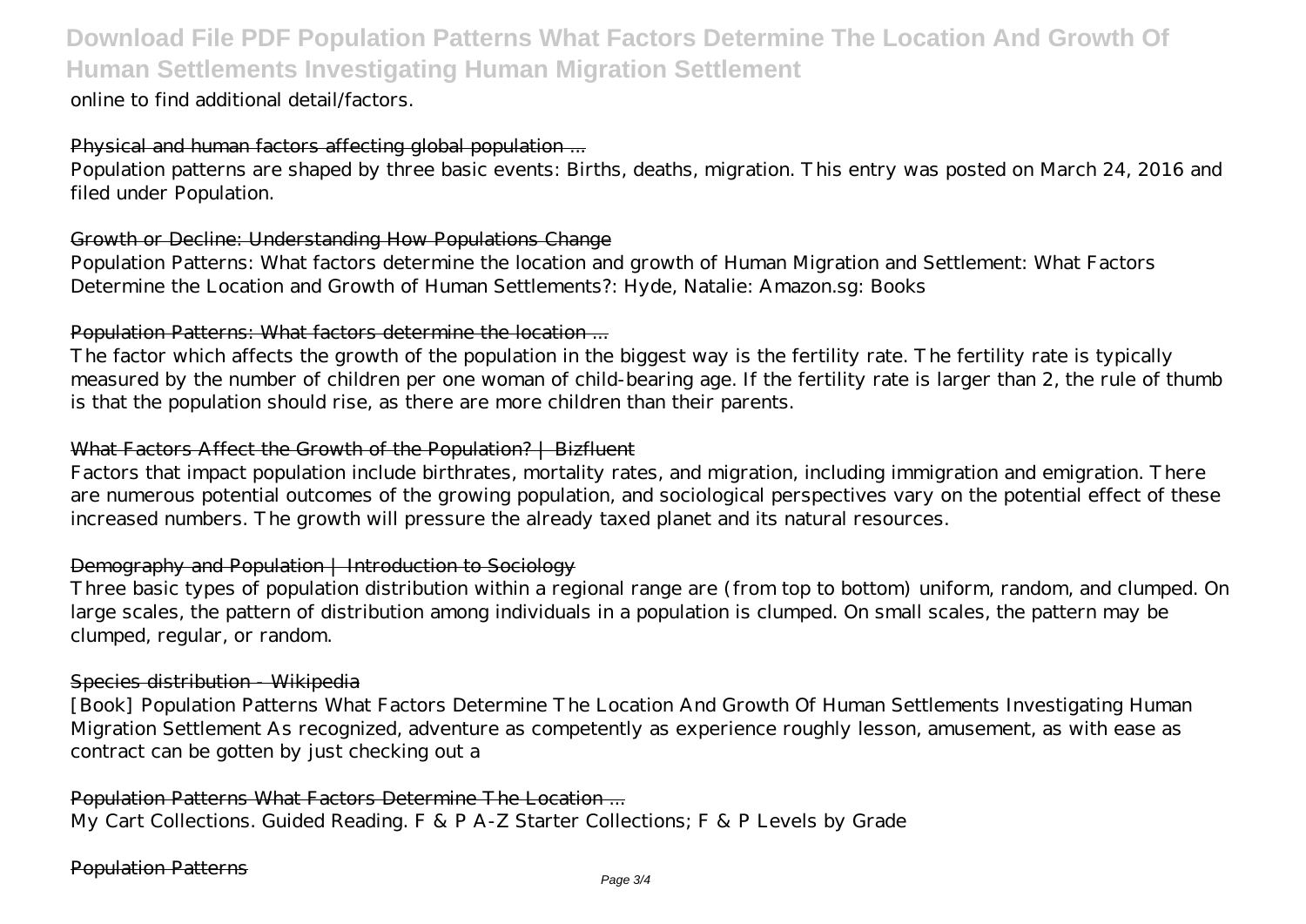online to find additional detail/factors.

## Physical and human factors affecting global population ...

Population patterns are shaped by three basic events: Births, deaths, migration. This entry was posted on March 24, 2016 and filed under Population.

## Growth or Decline: Understanding How Populations Change

Population Patterns: What factors determine the location and growth of Human Migration and Settlement: What Factors Determine the Location and Growth of Human Settlements?: Hyde, Natalie: Amazon.sg: Books

## Population Patterns: What factors determine the location ...

The factor which affects the growth of the population in the biggest way is the fertility rate. The fertility rate is typically measured by the number of children per one woman of child-bearing age. If the fertility rate is larger than 2, the rule of thumb is that the population should rise, as there are more children than their parents.

## What Factors Affect the Growth of the Population? | Bizfluent

Factors that impact population include birthrates, mortality rates, and migration, including immigration and emigration. There are numerous potential outcomes of the growing population, and sociological perspectives vary on the potential effect of these increased numbers. The growth will pressure the already taxed planet and its natural resources.

## Demography and Population | Introduction to Sociology

Three basic types of population distribution within a regional range are (from top to bottom) uniform, random, and clumped. On large scales, the pattern of distribution among individuals in a population is clumped. On small scales, the pattern may be clumped, regular, or random.

## Species distribution - Wikipedia

[Book] Population Patterns What Factors Determine The Location And Growth Of Human Settlements Investigating Human Migration Settlement As recognized, adventure as competently as experience roughly lesson, amusement, as with ease as contract can be gotten by just checking out a

## Population Patterns What Factors Determine The Location ...

My Cart Collections. Guided Reading. F & P A-Z Starter Collections; F & P Levels by Grade

## Population Patterns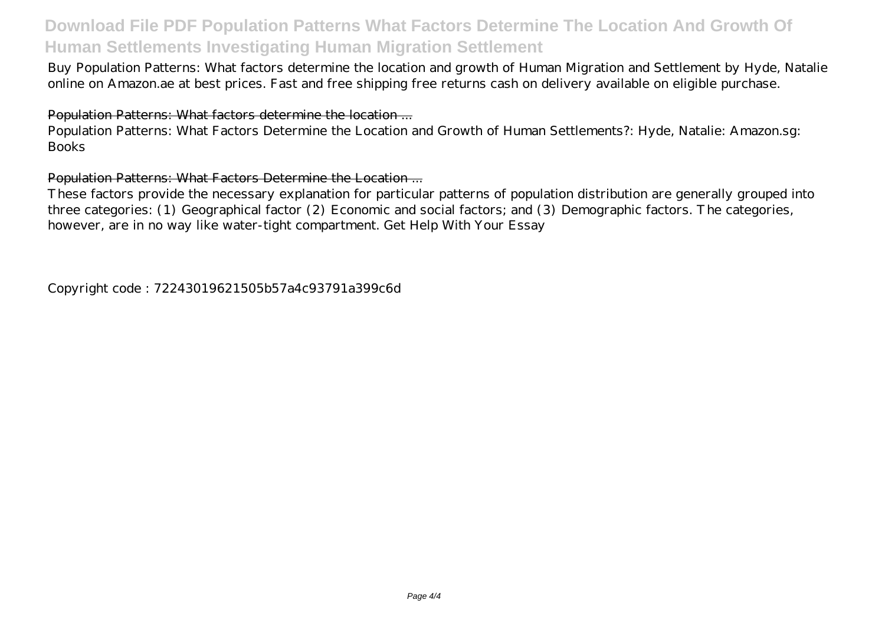Buy Population Patterns: What factors determine the location and growth of Human Migration and Settlement by Hyde, Natalie online on Amazon.ae at best prices. Fast and free shipping free returns cash on delivery available on eligible purchase.

Population Patterns: What factors determine the location ...

Population Patterns: What Factors Determine the Location and Growth of Human Settlements?: Hyde, Natalie: Amazon.sg: Books

Population Patterns: What Factors Determine the Location ...

These factors provide the necessary explanation for particular patterns of population distribution are generally grouped into three categories: (1) Geographical factor (2) Economic and social factors; and (3) Demographic factors. The categories, however, are in no way like water-tight compartment. Get Help With Your Essay

Copyright code : 72243019621505b57a4c93791a399c6d